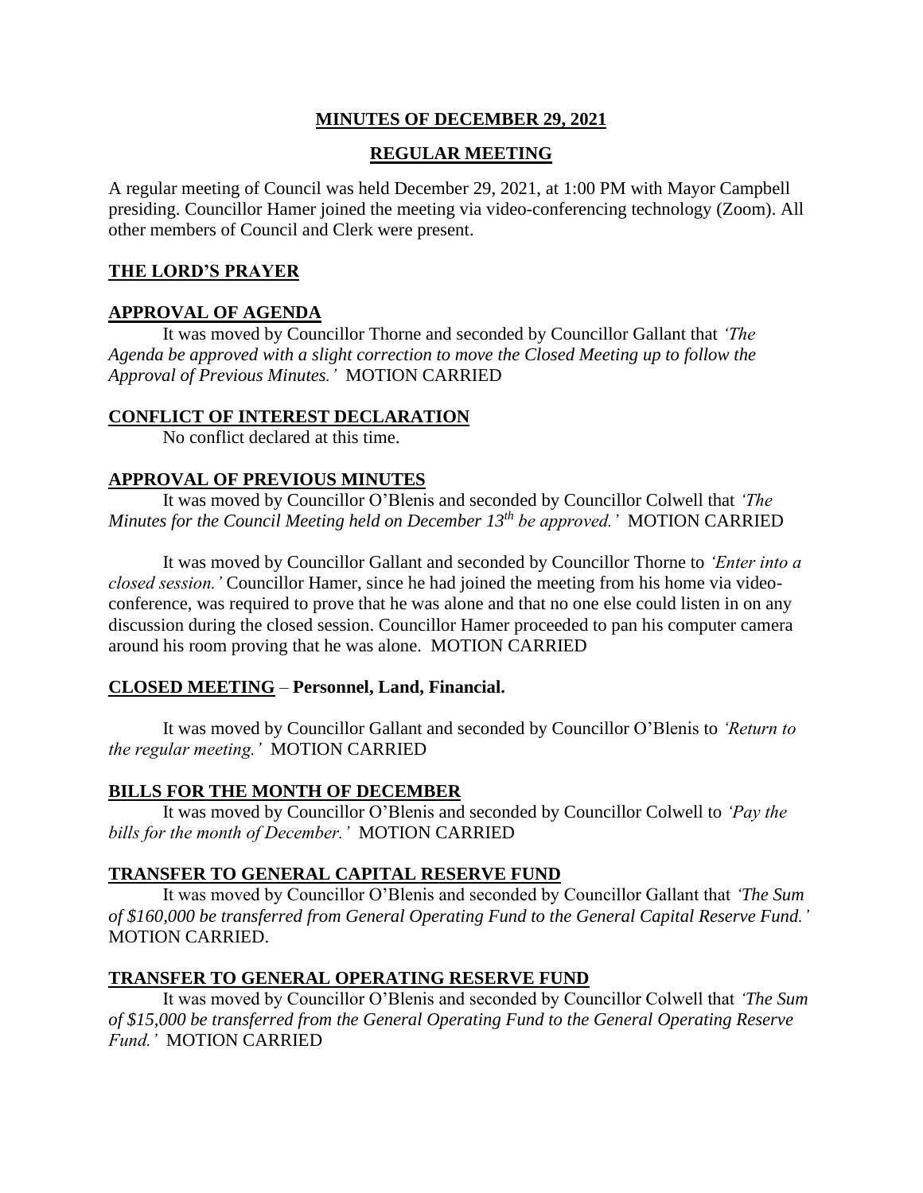## MINUTES OF DECEMBER 29, 2021

## REGULAR MEETING

A regular meeting of Council was held December 29, 2021, at 1:00 PM with Mayor Campbell presiding. Councillor Hamer joined the meeting via video-conferencing technology (Zoom). All other members of Council and Clerk were present.

### THE LORD'S PRAYER

### APPROVAL OF AGENDA

It was moved by Councillor Thorne and seconded by Councillor Gallant that *'The Agenda be approved with a slight correction to move the Closed Meeting up to follow the Approval of Previous Minutes.'* MOTION CARRIED

### CONFLICT OF INTEREST DECLARATION

No conflict declared at this time.

### APPROVAL OF PREVIOUS MINUTES

It was moved by Councillor O'Blenis and seconded by Councillor Colwell that *'The Minutes for the Council Meeting held on December 13th be approved.'* MOTION CARRIED

It was moved by Councillor Gallant and seconded by Councillor Thorne to *'Enter into a closed session.'* Councillor Hamer, since he had joined the meeting from his home via video-conference, was required to prove that he was alone and that no one else could listen in on any discussion during the closed session. Councillor Hamer proceeded to pan his computer camera around his room proving that he was alone. MOTION CARRIED

### CLOSED MEETING – Personnel, Land, Financial.

It was moved by Councillor Gallant and seconded by Councillor O'Blenis to *'Return to the regular meeting.'* MOTION CARRIED

### BILLS FOR THE MONTH OF DECEMBER

It was moved by Councillor O'Blenis and seconded by Councillor Colwell to *'Pay the bills for the month of December.'* MOTION CARRIED

### TRANSFER TO GENERAL CAPITAL RESERVE FUND

It was moved by Councillor O'Blenis and seconded by Councillor Gallant that *'The Sum of $160,000 be transferred from General Operating Fund to the General Capital Reserve Fund.'* MOTION CARRIED.

### TRANSFER TO GENERAL OPERATING RESERVE FUND

It was moved by Councillor O'Blenis and seconded by Councillor Colwell that *'The Sum of $15,000 be transferred from the General Operating Fund to the General Operating Reserve Fund.'* MOTION CARRIED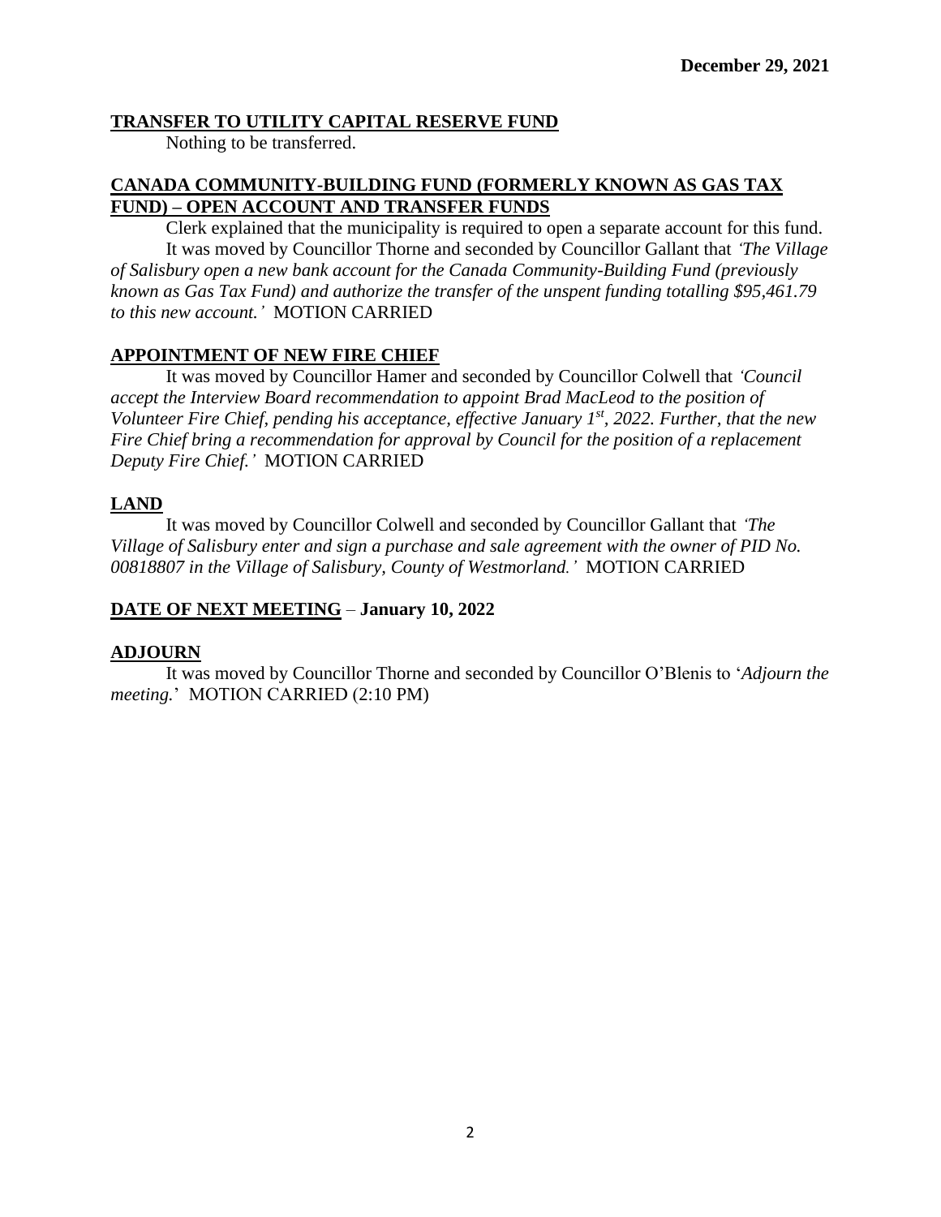**December 29, 2021**

## TRANSFER TO UTILITY CAPITAL RESERVE FUND

Nothing to be transferred.

## CANADA COMMUNITY-BUILDING FUND (FORMERLY KNOWN AS GAS TAX FUND) – OPEN ACCOUNT AND TRANSFER FUNDS

Clerk explained that the municipality is required to open a separate account for this fund.

It was moved by Councillor Thorne and seconded by Councillor Gallant that *'The Village of Salisbury open a new bank account for the Canada Community-Building Fund (previously known as Gas Tax Fund) and authorize the transfer of the unspent funding totalling $95,461.79 to this new account.'* MOTION CARRIED

## APPOINTMENT OF NEW FIRE CHIEF

It was moved by Councillor Hamer and seconded by Councillor Colwell that *'Council accept the Interview Board recommendation to appoint Brad MacLeod to the position of Volunteer Fire Chief, pending his acceptance, effective January 1st, 2022. Further, that the new Fire Chief bring a recommendation for approval by Council for the position of a replacement Deputy Fire Chief.'* MOTION CARRIED

## LAND

It was moved by Councillor Colwell and seconded by Councillor Gallant that *'The Village of Salisbury enter and sign a purchase and sale agreement with the owner of PID No. 00818807 in the Village of Salisbury, County of Westmorland.'* MOTION CARRIED

## DATE OF NEXT MEETING – January 10, 2022

## ADJOURN

It was moved by Councillor Thorne and seconded by Councillor O'Blenis to '*Adjourn the meeting.*' MOTION CARRIED (2:10 PM)